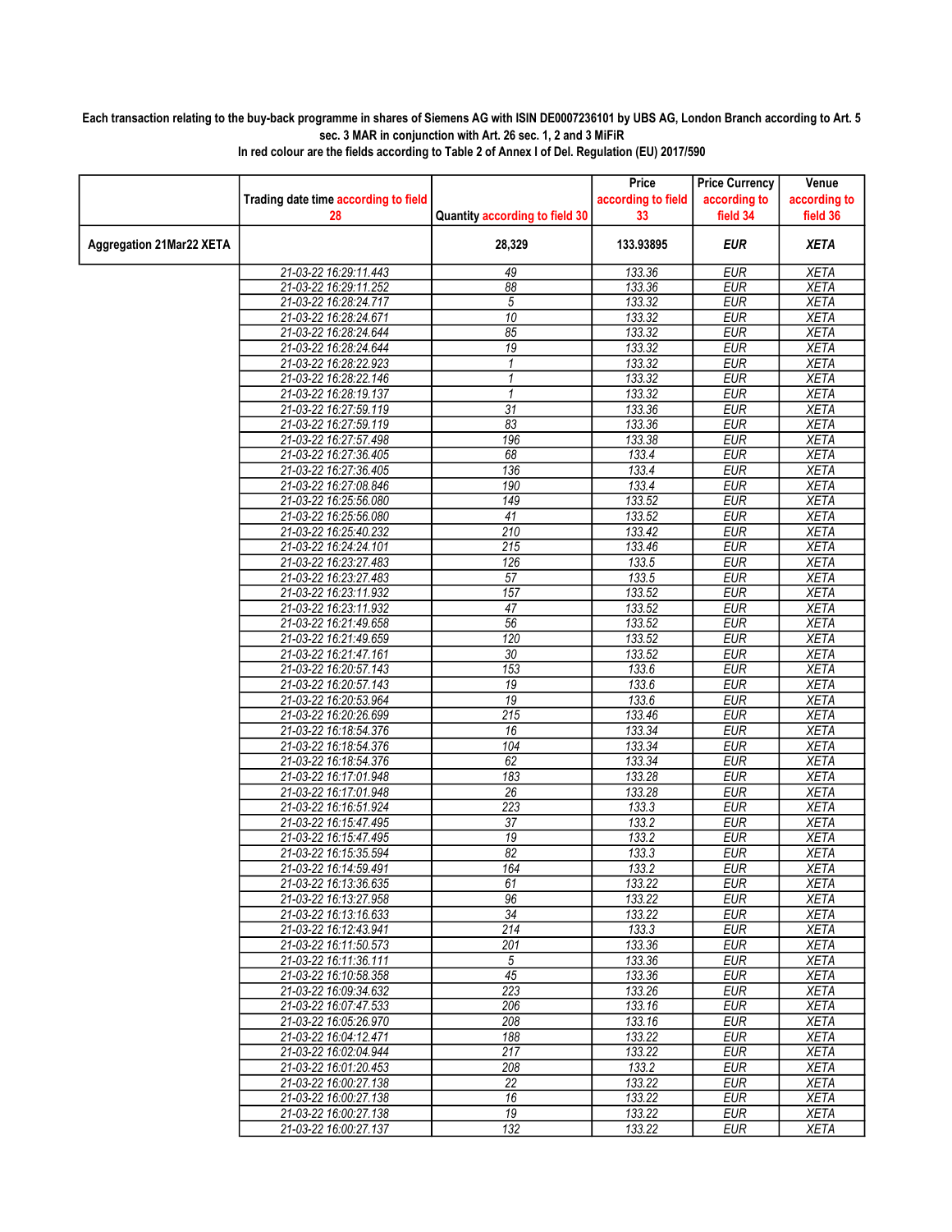**Each transaction relating to the buy-back programme in shares of Siemens AG with ISIN DE0007236101 by UBS AG, London Branch according to Art. 5 sec. 3 MAR in conjunction with Art. 26 sec. 1, 2 and 3 MiFiR**

**In red colour are the fields according to Table 2 of Annex I of Del. Regulation (EU) 2017/590**

| | Trading date time according to field 28 | Quantity according to field 30 | Price according to field 33 | Price Currency according to field 34 | Venue according to field 36 |
|---|---|---|---|---|---|
| **Aggregation 21Mar22 XETA** | | **28,329** | **133.93895** | ***EUR*** | ***XETA*** |
| | 21-03-22 16:29:11.443 | 49 | 133.36 | EUR | XETA |
| | 21-03-22 16:29:11.252 | 88 | 133.36 | EUR | XETA |
| | 21-03-22 16:28:24.717 | 5 | 133.32 | EUR | XETA |
| | 21-03-22 16:28:24.671 | 10 | 133.32 | EUR | XETA |
| | 21-03-22 16:28:24.644 | 85 | 133.32 | EUR | XETA |
| | 21-03-22 16:28:24.644 | 19 | 133.32 | EUR | XETA |
| | 21-03-22 16:28:22.923 | 1 | 133.32 | EUR | XETA |
| | 21-03-22 16:28:22.146 | 1 | 133.32 | EUR | XETA |
| | 21-03-22 16:28:19.137 | 1 | 133.32 | EUR | XETA |
| | 21-03-22 16:27:59.119 | 31 | 133.36 | EUR | XETA |
| | 21-03-22 16:27:59.119 | 83 | 133.36 | EUR | XETA |
| | 21-03-22 16:27:57.498 | 196 | 133.38 | EUR | XETA |
| | 21-03-22 16:27:36.405 | 68 | 133.4 | EUR | XETA |
| | 21-03-22 16:27:36.405 | 136 | 133.4 | EUR | XETA |
| | 21-03-22 16:27:08.846 | 190 | 133.4 | EUR | XETA |
| | 21-03-22 16:25:56.080 | 149 | 133.52 | EUR | XETA |
| | 21-03-22 16:25:56.080 | 41 | 133.52 | EUR | XETA |
| | 21-03-22 16:25:40.232 | 210 | 133.42 | EUR | XETA |
| | 21-03-22 16:24:24.101 | 215 | 133.46 | EUR | XETA |
| | 21-03-22 16:23:27.483 | 126 | 133.5 | EUR | XETA |
| | 21-03-22 16:23:27.483 | 57 | 133.5 | EUR | XETA |
| | 21-03-22 16:23:11.932 | 157 | 133.52 | EUR | XETA |
| | 21-03-22 16:23:11.932 | 47 | 133.52 | EUR | XETA |
| | 21-03-22 16:21:49.658 | 56 | 133.52 | EUR | XETA |
| | 21-03-22 16:21:49.659 | 120 | 133.52 | EUR | XETA |
| | 21-03-22 16:21:47.161 | 30 | 133.52 | EUR | XETA |
| | 21-03-22 16:20:57.143 | 153 | 133.6 | EUR | XETA |
| | 21-03-22 16:20:57.143 | 19 | 133.6 | EUR | XETA |
| | 21-03-22 16:20:53.964 | 19 | 133.6 | EUR | XETA |
| | 21-03-22 16:20:26.699 | 215 | 133.46 | EUR | XETA |
| | 21-03-22 16:18:54.376 | 16 | 133.34 | EUR | XETA |
| | 21-03-22 16:18:54.376 | 104 | 133.34 | EUR | XETA |
| | 21-03-22 16:18:54.376 | 62 | 133.34 | EUR | XETA |
| | 21-03-22 16:17:01.948 | 183 | 133.28 | EUR | XETA |
| | 21-03-22 16:17:01.948 | 26 | 133.28 | EUR | XETA |
| | 21-03-22 16:16:51.924 | 223 | 133.3 | EUR | XETA |
| | 21-03-22 16:15:47.495 | 37 | 133.2 | EUR | XETA |
| | 21-03-22 16:15:47.495 | 19 | 133.2 | EUR | XETA |
| | 21-03-22 16:15:35.594 | 82 | 133.3 | EUR | XETA |
| | 21-03-22 16:14:59.491 | 164 | 133.2 | EUR | XETA |
| | 21-03-22 16:13:36.635 | 61 | 133.22 | EUR | XETA |
| | 21-03-22 16:13:27.958 | 96 | 133.22 | EUR | XETA |
| | 21-03-22 16:13:16.633 | 34 | 133.22 | EUR | XETA |
| | 21-03-22 16:12:43.941 | 214 | 133.3 | EUR | XETA |
| | 21-03-22 16:11:50.573 | 201 | 133.36 | EUR | XETA |
| | 21-03-22 16:11:36.111 | 5 | 133.36 | EUR | XETA |
| | 21-03-22 16:10:58.358 | 45 | 133.36 | EUR | XETA |
| | 21-03-22 16:09:34.632 | 223 | 133.26 | EUR | XETA |
| | 21-03-22 16:07:47.533 | 206 | 133.16 | EUR | XETA |
| | 21-03-22 16:05:26.970 | 208 | 133.16 | EUR | XETA |
| | 21-03-22 16:04:12.471 | 188 | 133.22 | EUR | XETA |
| | 21-03-22 16:02:04.944 | 217 | 133.22 | EUR | XETA |
| | 21-03-22 16:01:20.453 | 208 | 133.2 | EUR | XETA |
| | 21-03-22 16:00:27.138 | 22 | 133.22 | EUR | XETA |
| | 21-03-22 16:00:27.138 | 16 | 133.22 | EUR | XETA |
| | 21-03-22 16:00:27.138 | 19 | 133.22 | EUR | XETA |
| | 21-03-22 16:00:27.137 | 132 | 133.22 | EUR | XETA |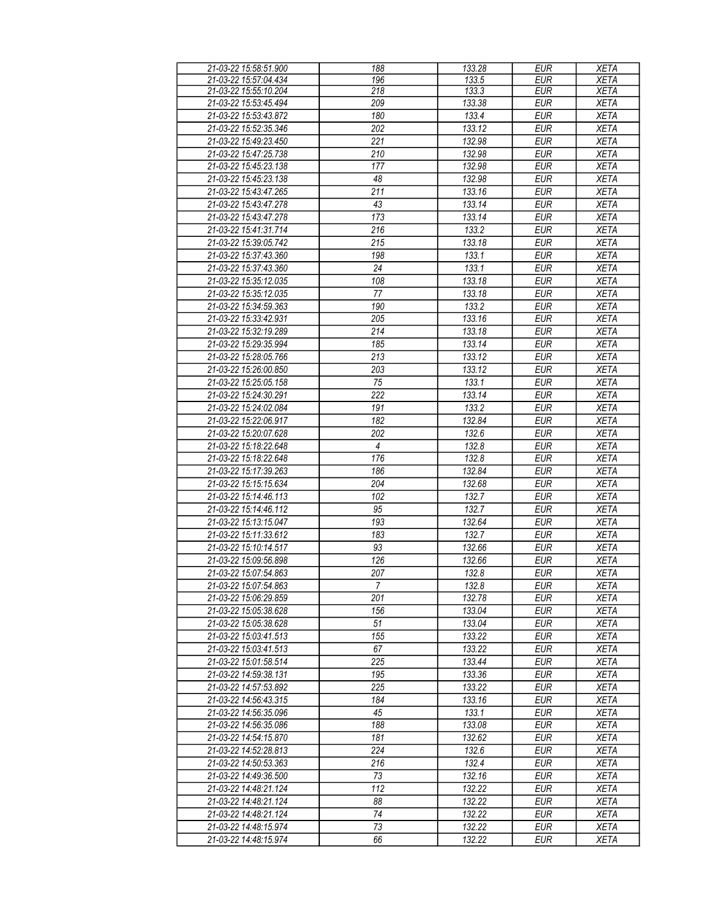| 21-03-22 15:58:51.900 | 188 | 133.28 | EUR | XETA |
|---|---|---|---|---|
| 21-03-22 15:57:04.434 | 196 | 133.5 | EUR | XETA |
| 21-03-22 15:55:10.204 | 218 | 133.3 | EUR | XETA |
| 21-03-22 15:53:45.494 | 209 | 133.38 | EUR | XETA |
| 21-03-22 15:53:43.872 | 180 | 133.4 | EUR | XETA |
| 21-03-22 15:52:35.346 | 202 | 133.12 | EUR | XETA |
| 21-03-22 15:49:23.450 | 221 | 132.98 | EUR | XETA |
| 21-03-22 15:47:25.738 | 210 | 132.98 | EUR | XETA |
| 21-03-22 15:45:23.138 | 177 | 132.98 | EUR | XETA |
| 21-03-22 15:45:23.138 | 48 | 132.98 | EUR | XETA |
| 21-03-22 15:43:47.265 | 211 | 133.16 | EUR | XETA |
| 21-03-22 15:43:47.278 | 43 | 133.14 | EUR | XETA |
| 21-03-22 15:43:47.278 | 173 | 133.14 | EUR | XETA |
| 21-03-22 15:41:31.714 | 216 | 133.2 | EUR | XETA |
| 21-03-22 15:39:05.742 | 215 | 133.18 | EUR | XETA |
| 21-03-22 15:37:43.360 | 198 | 133.1 | EUR | XETA |
| 21-03-22 15:37:43.360 | 24 | 133.1 | EUR | XETA |
| 21-03-22 15:35:12.035 | 108 | 133.18 | EUR | XETA |
| 21-03-22 15:35:12.035 | 77 | 133.18 | EUR | XETA |
| 21-03-22 15:34:59.363 | 190 | 133.2 | EUR | XETA |
| 21-03-22 15:33:42.931 | 205 | 133.16 | EUR | XETA |
| 21-03-22 15:32:19.289 | 214 | 133.18 | EUR | XETA |
| 21-03-22 15:29:35.994 | 185 | 133.14 | EUR | XETA |
| 21-03-22 15:28:05.766 | 213 | 133.12 | EUR | XETA |
| 21-03-22 15:26:00.850 | 203 | 133.12 | EUR | XETA |
| 21-03-22 15:25:05.158 | 75 | 133.1 | EUR | XETA |
| 21-03-22 15:24:30.291 | 222 | 133.14 | EUR | XETA |
| 21-03-22 15:24:02.084 | 191 | 133.2 | EUR | XETA |
| 21-03-22 15:22:06.917 | 182 | 132.84 | EUR | XETA |
| 21-03-22 15:20:07.628 | 202 | 132.6 | EUR | XETA |
| 21-03-22 15:18:22.648 | 4 | 132.8 | EUR | XETA |
| 21-03-22 15:18:22.648 | 176 | 132.8 | EUR | XETA |
| 21-03-22 15:17:39.263 | 186 | 132.84 | EUR | XETA |
| 21-03-22 15:15:15.634 | 204 | 132.68 | EUR | XETA |
| 21-03-22 15:14:46.113 | 102 | 132.7 | EUR | XETA |
| 21-03-22 15:14:46.112 | 95 | 132.7 | EUR | XETA |
| 21-03-22 15:13:15.047 | 193 | 132.64 | EUR | XETA |
| 21-03-22 15:11:33.612 | 183 | 132.7 | EUR | XETA |
| 21-03-22 15:10:14.517 | 93 | 132.66 | EUR | XETA |
| 21-03-22 15:09:56.898 | 126 | 132.66 | EUR | XETA |
| 21-03-22 15:07:54.863 | 207 | 132.8 | EUR | XETA |
| 21-03-22 15:07:54.863 | 7 | 132.8 | EUR | XETA |
| 21-03-22 15:06:29.859 | 201 | 132.78 | EUR | XETA |
| 21-03-22 15:05:38.628 | 156 | 133.04 | EUR | XETA |
| 21-03-22 15:05:38.628 | 51 | 133.04 | EUR | XETA |
| 21-03-22 15:03:41.513 | 155 | 133.22 | EUR | XETA |
| 21-03-22 15:03:41.513 | 67 | 133.22 | EUR | XETA |
| 21-03-22 15:01:58.514 | 225 | 133.44 | EUR | XETA |
| 21-03-22 14:59:38.131 | 195 | 133.36 | EUR | XETA |
| 21-03-22 14:57:53.892 | 225 | 133.22 | EUR | XETA |
| 21-03-22 14:56:43.315 | 184 | 133.16 | EUR | XETA |
| 21-03-22 14:56:35.096 | 45 | 133.1 | EUR | XETA |
| 21-03-22 14:56:35.086 | 188 | 133.08 | EUR | XETA |
| 21-03-22 14:54:15.870 | 181 | 132.62 | EUR | XETA |
| 21-03-22 14:52:28.813 | 224 | 132.6 | EUR | XETA |
| 21-03-22 14:50:53.363 | 216 | 132.4 | EUR | XETA |
| 21-03-22 14:49:36.500 | 73 | 132.16 | EUR | XETA |
| 21-03-22 14:48:21.124 | 112 | 132.22 | EUR | XETA |
| 21-03-22 14:48:21.124 | 88 | 132.22 | EUR | XETA |
| 21-03-22 14:48:21.124 | 74 | 132.22 | EUR | XETA |
| 21-03-22 14:48:15.974 | 73 | 132.22 | EUR | XETA |
| 21-03-22 14:48:15.974 | 66 | 132.22 | EUR | XETA |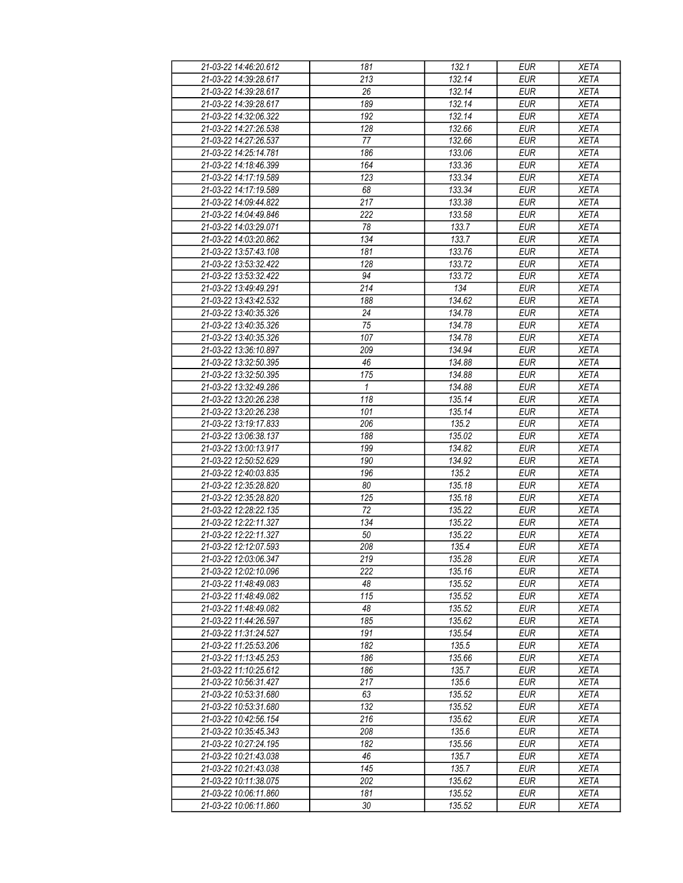| 21-03-22 14:46:20.612 | 181 | 132.1 | EUR | XETA |
|---|---|---|---|---|
| 21-03-22 14:39:28.617 | 213 | 132.14 | EUR | XETA |
| 21-03-22 14:39:28.617 | 26 | 132.14 | EUR | XETA |
| 21-03-22 14:39:28.617 | 189 | 132.14 | EUR | XETA |
| 21-03-22 14:32:06.322 | 192 | 132.14 | EUR | XETA |
| 21-03-22 14:27:26.538 | 128 | 132.66 | EUR | XETA |
| 21-03-22 14:27:26.537 | 77 | 132.66 | EUR | XETA |
| 21-03-22 14:25:14.781 | 186 | 133.06 | EUR | XETA |
| 21-03-22 14:18:46.399 | 164 | 133.36 | EUR | XETA |
| 21-03-22 14:17:19.589 | 123 | 133.34 | EUR | XETA |
| 21-03-22 14:17:19.589 | 68 | 133.34 | EUR | XETA |
| 21-03-22 14:09:44.822 | 217 | 133.38 | EUR | XETA |
| 21-03-22 14:04:49.846 | 222 | 133.58 | EUR | XETA |
| 21-03-22 14:03:29.071 | 78 | 133.7 | EUR | XETA |
| 21-03-22 14:03:20.862 | 134 | 133.7 | EUR | XETA |
| 21-03-22 13:57:43.108 | 181 | 133.76 | EUR | XETA |
| 21-03-22 13:53:32.422 | 128 | 133.72 | EUR | XETA |
| 21-03-22 13:53:32.422 | 94 | 133.72 | EUR | XETA |
| 21-03-22 13:49:49.291 | 214 | 134 | EUR | XETA |
| 21-03-22 13:43:42.532 | 188 | 134.62 | EUR | XETA |
| 21-03-22 13:40:35.326 | 24 | 134.78 | EUR | XETA |
| 21-03-22 13:40:35.326 | 75 | 134.78 | EUR | XETA |
| 21-03-22 13:40:35.326 | 107 | 134.78 | EUR | XETA |
| 21-03-22 13:36:10.897 | 209 | 134.94 | EUR | XETA |
| 21-03-22 13:32:50.395 | 46 | 134.88 | EUR | XETA |
| 21-03-22 13:32:50.395 | 175 | 134.88 | EUR | XETA |
| 21-03-22 13:32:49.286 | 1 | 134.88 | EUR | XETA |
| 21-03-22 13:20:26.238 | 118 | 135.14 | EUR | XETA |
| 21-03-22 13:20:26.238 | 101 | 135.14 | EUR | XETA |
| 21-03-22 13:19:17.833 | 206 | 135.2 | EUR | XETA |
| 21-03-22 13:06:38.137 | 188 | 135.02 | EUR | XETA |
| 21-03-22 13:00:13.917 | 199 | 134.82 | EUR | XETA |
| 21-03-22 12:50:52.629 | 190 | 134.92 | EUR | XETA |
| 21-03-22 12:40:03.835 | 196 | 135.2 | EUR | XETA |
| 21-03-22 12:35:28.820 | 80 | 135.18 | EUR | XETA |
| 21-03-22 12:35:28.820 | 125 | 135.18 | EUR | XETA |
| 21-03-22 12:28:22.135 | 72 | 135.22 | EUR | XETA |
| 21-03-22 12:22:11.327 | 134 | 135.22 | EUR | XETA |
| 21-03-22 12:22:11.327 | 50 | 135.22 | EUR | XETA |
| 21-03-22 12:12:07.593 | 208 | 135.4 | EUR | XETA |
| 21-03-22 12:03:06.347 | 219 | 135.28 | EUR | XETA |
| 21-03-22 12:02:10.096 | 222 | 135.16 | EUR | XETA |
| 21-03-22 11:48:49.083 | 48 | 135.52 | EUR | XETA |
| 21-03-22 11:48:49.082 | 115 | 135.52 | EUR | XETA |
| 21-03-22 11:48:49.082 | 48 | 135.52 | EUR | XETA |
| 21-03-22 11:44:26.597 | 185 | 135.62 | EUR | XETA |
| 21-03-22 11:31:24.527 | 191 | 135.54 | EUR | XETA |
| 21-03-22 11:25:53.206 | 182 | 135.5 | EUR | XETA |
| 21-03-22 11:13:45.253 | 186 | 135.66 | EUR | XETA |
| 21-03-22 11:10:25.612 | 186 | 135.7 | EUR | XETA |
| 21-03-22 10:56:31.427 | 217 | 135.6 | EUR | XETA |
| 21-03-22 10:53:31.680 | 63 | 135.52 | EUR | XETA |
| 21-03-22 10:53:31.680 | 132 | 135.52 | EUR | XETA |
| 21-03-22 10:42:56.154 | 216 | 135.62 | EUR | XETA |
| 21-03-22 10:35:45.343 | 208 | 135.6 | EUR | XETA |
| 21-03-22 10:27:24.195 | 182 | 135.56 | EUR | XETA |
| 21-03-22 10:21:43.038 | 46 | 135.7 | EUR | XETA |
| 21-03-22 10:21:43.038 | 145 | 135.7 | EUR | XETA |
| 21-03-22 10:11:38.075 | 202 | 135.62 | EUR | XETA |
| 21-03-22 10:06:11.860 | 181 | 135.52 | EUR | XETA |
| 21-03-22 10:06:11.860 | 30 | 135.52 | EUR | XETA |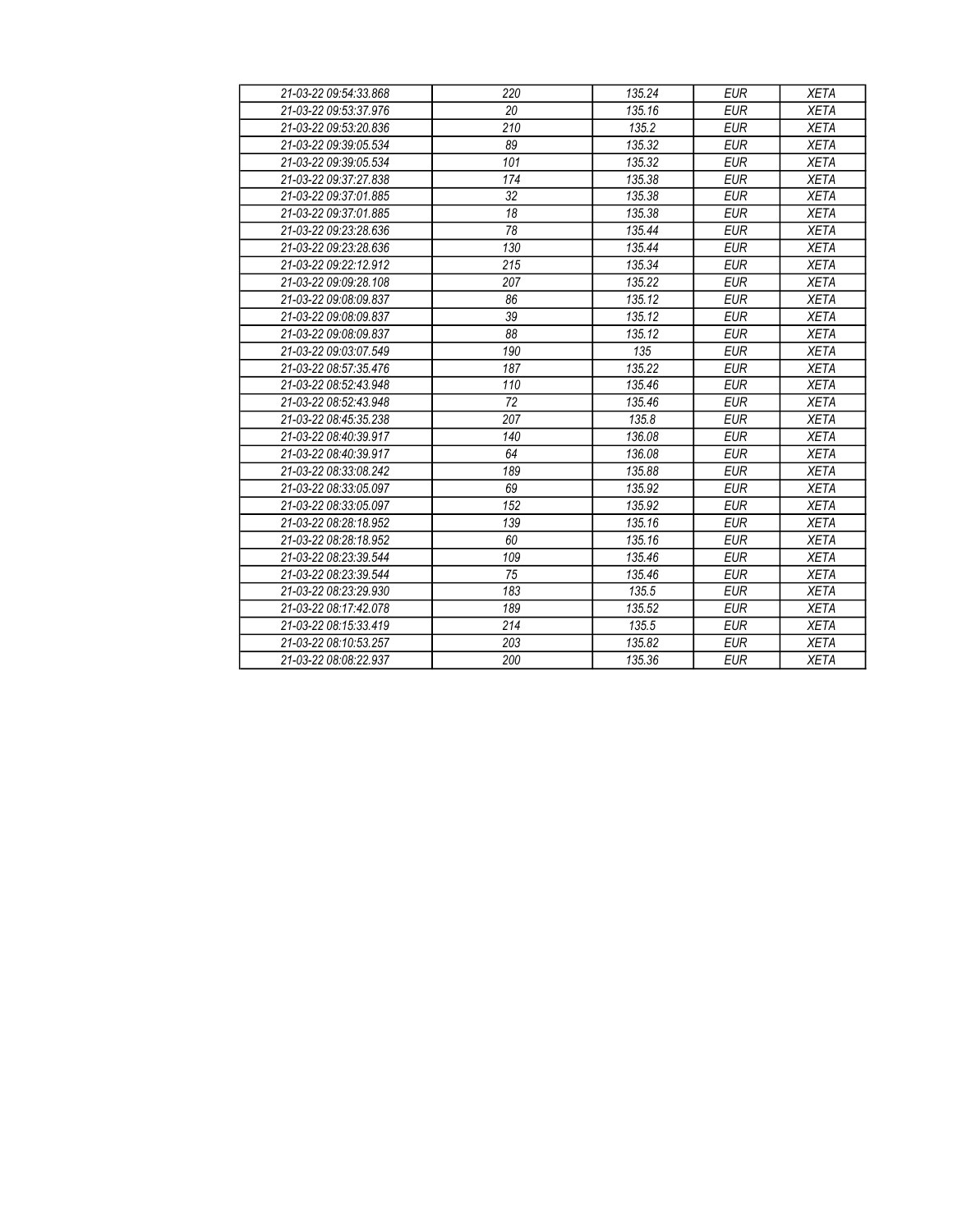| 21-03-22 09:54:33.868 | 220 | 135.24 | EUR | XETA |
|---|---|---|---|---|
| 21-03-22 09:53:37.976 | 20 | 135.16 | EUR | XETA |
| 21-03-22 09:53:20.836 | 210 | 135.2 | EUR | XETA |
| 21-03-22 09:39:05.534 | 89 | 135.32 | EUR | XETA |
| 21-03-22 09:39:05.534 | 101 | 135.32 | EUR | XETA |
| 21-03-22 09:37:27.838 | 174 | 135.38 | EUR | XETA |
| 21-03-22 09:37:01.885 | 32 | 135.38 | EUR | XETA |
| 21-03-22 09:37:01.885 | 18 | 135.38 | EUR | XETA |
| 21-03-22 09:23:28.636 | 78 | 135.44 | EUR | XETA |
| 21-03-22 09:23:28.636 | 130 | 135.44 | EUR | XETA |
| 21-03-22 09:22:12.912 | 215 | 135.34 | EUR | XETA |
| 21-03-22 09:09:28.108 | 207 | 135.22 | EUR | XETA |
| 21-03-22 09:08:09.837 | 86 | 135.12 | EUR | XETA |
| 21-03-22 09:08:09.837 | 39 | 135.12 | EUR | XETA |
| 21-03-22 09:08:09.837 | 88 | 135.12 | EUR | XETA |
| 21-03-22 09:03:07.549 | 190 | 135 | EUR | XETA |
| 21-03-22 08:57:35.476 | 187 | 135.22 | EUR | XETA |
| 21-03-22 08:52:43.948 | 110 | 135.46 | EUR | XETA |
| 21-03-22 08:52:43.948 | 72 | 135.46 | EUR | XETA |
| 21-03-22 08:45:35.238 | 207 | 135.8 | EUR | XETA |
| 21-03-22 08:40:39.917 | 140 | 136.08 | EUR | XETA |
| 21-03-22 08:40:39.917 | 64 | 136.08 | EUR | XETA |
| 21-03-22 08:33:08.242 | 189 | 135.88 | EUR | XETA |
| 21-03-22 08:33:05.097 | 69 | 135.92 | EUR | XETA |
| 21-03-22 08:33:05.097 | 152 | 135.92 | EUR | XETA |
| 21-03-22 08:28:18.952 | 139 | 135.16 | EUR | XETA |
| 21-03-22 08:28:18.952 | 60 | 135.16 | EUR | XETA |
| 21-03-22 08:23:39.544 | 109 | 135.46 | EUR | XETA |
| 21-03-22 08:23:39.544 | 75 | 135.46 | EUR | XETA |
| 21-03-22 08:23:29.930 | 183 | 135.5 | EUR | XETA |
| 21-03-22 08:17:42.078 | 189 | 135.52 | EUR | XETA |
| 21-03-22 08:15:33.419 | 214 | 135.5 | EUR | XETA |
| 21-03-22 08:10:53.257 | 203 | 135.82 | EUR | XETA |
| 21-03-22 08:08:22.937 | 200 | 135.36 | EUR | XETA |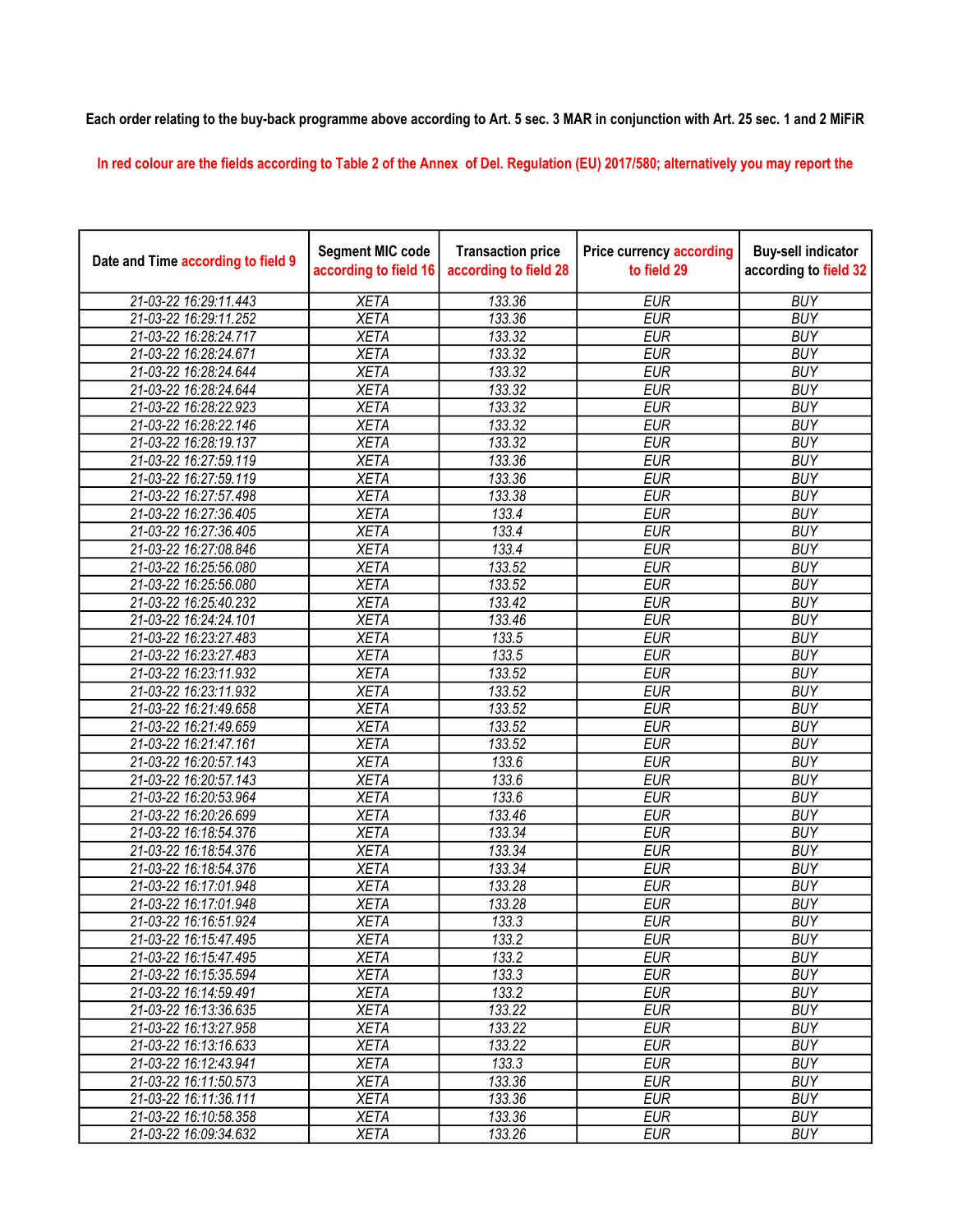Each order relating to the buy-back programme above according to Art. 5 sec. 3 MAR in conjunction with Art. 25 sec. 1 and 2 MiFiR

In red colour are the fields according to Table 2 of the Annex of Del. Regulation (EU) 2017/580; alternatively you may report the

| Date and Time according to field 9 | Segment MIC code according to field 16 | Transaction price according to field 28 | Price currency according to field 29 | Buy-sell indicator according to field 32 |
|---|---|---|---|---|
| 21-03-22 16:29:11.443 | XETA | 133.36 | EUR | BUY |
| 21-03-22 16:29:11.252 | XETA | 133.36 | EUR | BUY |
| 21-03-22 16:28:24.717 | XETA | 133.32 | EUR | BUY |
| 21-03-22 16:28:24.671 | XETA | 133.32 | EUR | BUY |
| 21-03-22 16:28:24.644 | XETA | 133.32 | EUR | BUY |
| 21-03-22 16:28:24.644 | XETA | 133.32 | EUR | BUY |
| 21-03-22 16:28:22.923 | XETA | 133.32 | EUR | BUY |
| 21-03-22 16:28:22.146 | XETA | 133.32 | EUR | BUY |
| 21-03-22 16:28:19.137 | XETA | 133.32 | EUR | BUY |
| 21-03-22 16:27:59.119 | XETA | 133.36 | EUR | BUY |
| 21-03-22 16:27:59.119 | XETA | 133.36 | EUR | BUY |
| 21-03-22 16:27:57.498 | XETA | 133.38 | EUR | BUY |
| 21-03-22 16:27:36.405 | XETA | 133.4 | EUR | BUY |
| 21-03-22 16:27:36.405 | XETA | 133.4 | EUR | BUY |
| 21-03-22 16:27:08.846 | XETA | 133.4 | EUR | BUY |
| 21-03-22 16:25:56.080 | XETA | 133.52 | EUR | BUY |
| 21-03-22 16:25:56.080 | XETA | 133.52 | EUR | BUY |
| 21-03-22 16:25:40.232 | XETA | 133.42 | EUR | BUY |
| 21-03-22 16:24:24.101 | XETA | 133.46 | EUR | BUY |
| 21-03-22 16:23:27.483 | XETA | 133.5 | EUR | BUY |
| 21-03-22 16:23:27.483 | XETA | 133.5 | EUR | BUY |
| 21-03-22 16:23:11.932 | XETA | 133.52 | EUR | BUY |
| 21-03-22 16:23:11.932 | XETA | 133.52 | EUR | BUY |
| 21-03-22 16:21:49.658 | XETA | 133.52 | EUR | BUY |
| 21-03-22 16:21:49.659 | XETA | 133.52 | EUR | BUY |
| 21-03-22 16:21:47.161 | XETA | 133.52 | EUR | BUY |
| 21-03-22 16:20:57.143 | XETA | 133.6 | EUR | BUY |
| 21-03-22 16:20:57.143 | XETA | 133.6 | EUR | BUY |
| 21-03-22 16:20:53.964 | XETA | 133.6 | EUR | BUY |
| 21-03-22 16:20:26.699 | XETA | 133.46 | EUR | BUY |
| 21-03-22 16:18:54.376 | XETA | 133.34 | EUR | BUY |
| 21-03-22 16:18:54.376 | XETA | 133.34 | EUR | BUY |
| 21-03-22 16:18:54.376 | XETA | 133.34 | EUR | BUY |
| 21-03-22 16:17:01.948 | XETA | 133.28 | EUR | BUY |
| 21-03-22 16:17:01.948 | XETA | 133.28 | EUR | BUY |
| 21-03-22 16:16:51.924 | XETA | 133.3 | EUR | BUY |
| 21-03-22 16:15:47.495 | XETA | 133.2 | EUR | BUY |
| 21-03-22 16:15:47.495 | XETA | 133.2 | EUR | BUY |
| 21-03-22 16:15:35.594 | XETA | 133.3 | EUR | BUY |
| 21-03-22 16:14:59.491 | XETA | 133.2 | EUR | BUY |
| 21-03-22 16:13:36.635 | XETA | 133.22 | EUR | BUY |
| 21-03-22 16:13:27.958 | XETA | 133.22 | EUR | BUY |
| 21-03-22 16:13:16.633 | XETA | 133.22 | EUR | BUY |
| 21-03-22 16:12:43.941 | XETA | 133.3 | EUR | BUY |
| 21-03-22 16:11:50.573 | XETA | 133.36 | EUR | BUY |
| 21-03-22 16:11:36.111 | XETA | 133.36 | EUR | BUY |
| 21-03-22 16:10:58.358 | XETA | 133.36 | EUR | BUY |
| 21-03-22 16:09:34.632 | XETA | 133.26 | EUR | BUY |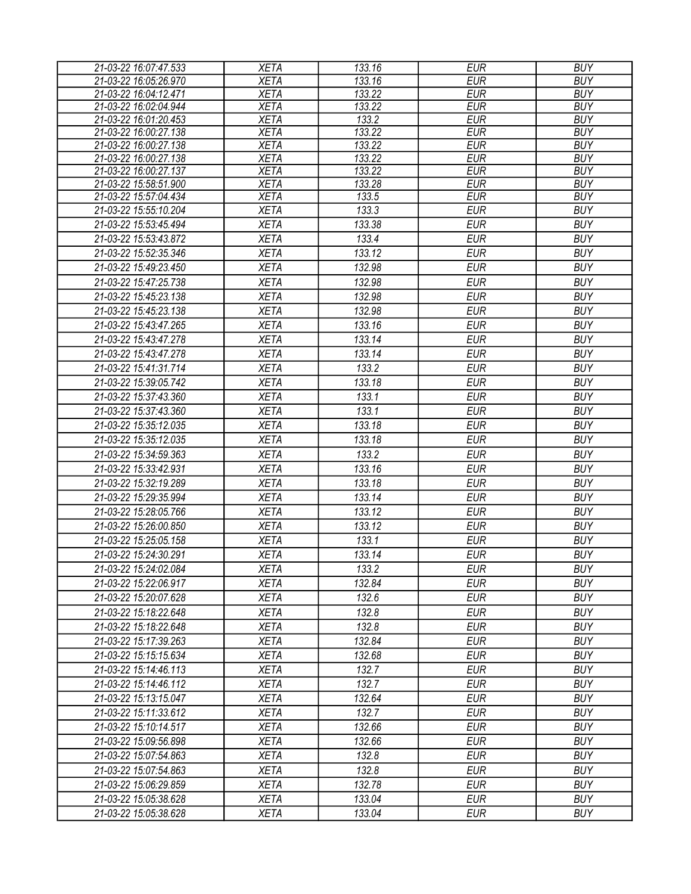| 21-03-22 16:07:47.533 | XETA | 133.16 | EUR | BUY |
|---|---|---|---|---|
| 21-03-22 16:05:26.970 | XETA | 133.16 | EUR | BUY |
| 21-03-22 16:04:12.471 | XETA | 133.22 | EUR | BUY |
| 21-03-22 16:02:04.944 | XETA | 133.22 | EUR | BUY |
| 21-03-22 16:01:20.453 | XETA | 133.2 | EUR | BUY |
| 21-03-22 16:00:27.138 | XETA | 133.22 | EUR | BUY |
| 21-03-22 16:00:27.138 | XETA | 133.22 | EUR | BUY |
| 21-03-22 16:00:27.138 | XETA | 133.22 | EUR | BUY |
| 21-03-22 16:00:27.137 | XETA | 133.22 | EUR | BUY |
| 21-03-22 15:58:51.900 | XETA | 133.28 | EUR | BUY |
| 21-03-22 15:57:04.434 | XETA | 133.5 | EUR | BUY |
| 21-03-22 15:55:10.204 | XETA | 133.3 | EUR | BUY |
| 21-03-22 15:53:45.494 | XETA | 133.38 | EUR | BUY |
| 21-03-22 15:53:43.872 | XETA | 133.4 | EUR | BUY |
| 21-03-22 15:52:35.346 | XETA | 133.12 | EUR | BUY |
| 21-03-22 15:49:23.450 | XETA | 132.98 | EUR | BUY |
| 21-03-22 15:47:25.738 | XETA | 132.98 | EUR | BUY |
| 21-03-22 15:45:23.138 | XETA | 132.98 | EUR | BUY |
| 21-03-22 15:45:23.138 | XETA | 132.98 | EUR | BUY |
| 21-03-22 15:43:47.265 | XETA | 133.16 | EUR | BUY |
| 21-03-22 15:43:47.278 | XETA | 133.14 | EUR | BUY |
| 21-03-22 15:43:47.278 | XETA | 133.14 | EUR | BUY |
| 21-03-22 15:41:31.714 | XETA | 133.2 | EUR | BUY |
| 21-03-22 15:39:05.742 | XETA | 133.18 | EUR | BUY |
| 21-03-22 15:37:43.360 | XETA | 133.1 | EUR | BUY |
| 21-03-22 15:37:43.360 | XETA | 133.1 | EUR | BUY |
| 21-03-22 15:35:12.035 | XETA | 133.18 | EUR | BUY |
| 21-03-22 15:35:12.035 | XETA | 133.18 | EUR | BUY |
| 21-03-22 15:34:59.363 | XETA | 133.2 | EUR | BUY |
| 21-03-22 15:33:42.931 | XETA | 133.16 | EUR | BUY |
| 21-03-22 15:32:19.289 | XETA | 133.18 | EUR | BUY |
| 21-03-22 15:29:35.994 | XETA | 133.14 | EUR | BUY |
| 21-03-22 15:28:05.766 | XETA | 133.12 | EUR | BUY |
| 21-03-22 15:26:00.850 | XETA | 133.12 | EUR | BUY |
| 21-03-22 15:25:05.158 | XETA | 133.1 | EUR | BUY |
| 21-03-22 15:24:30.291 | XETA | 133.14 | EUR | BUY |
| 21-03-22 15:24:02.084 | XETA | 133.2 | EUR | BUY |
| 21-03-22 15:22:06.917 | XETA | 132.84 | EUR | BUY |
| 21-03-22 15:20:07.628 | XETA | 132.6 | EUR | BUY |
| 21-03-22 15:18:22.648 | XETA | 132.8 | EUR | BUY |
| 21-03-22 15:18:22.648 | XETA | 132.8 | EUR | BUY |
| 21-03-22 15:17:39.263 | XETA | 132.84 | EUR | BUY |
| 21-03-22 15:15:15.634 | XETA | 132.68 | EUR | BUY |
| 21-03-22 15:14:46.113 | XETA | 132.7 | EUR | BUY |
| 21-03-22 15:14:46.112 | XETA | 132.7 | EUR | BUY |
| 21-03-22 15:13:15.047 | XETA | 132.64 | EUR | BUY |
| 21-03-22 15:11:33.612 | XETA | 132.7 | EUR | BUY |
| 21-03-22 15:10:14.517 | XETA | 132.66 | EUR | BUY |
| 21-03-22 15:09:56.898 | XETA | 132.66 | EUR | BUY |
| 21-03-22 15:07:54.863 | XETA | 132.8 | EUR | BUY |
| 21-03-22 15:07:54.863 | XETA | 132.8 | EUR | BUY |
| 21-03-22 15:06:29.859 | XETA | 132.78 | EUR | BUY |
| 21-03-22 15:05:38.628 | XETA | 133.04 | EUR | BUY |
| 21-03-22 15:05:38.628 | XETA | 133.04 | EUR | BUY |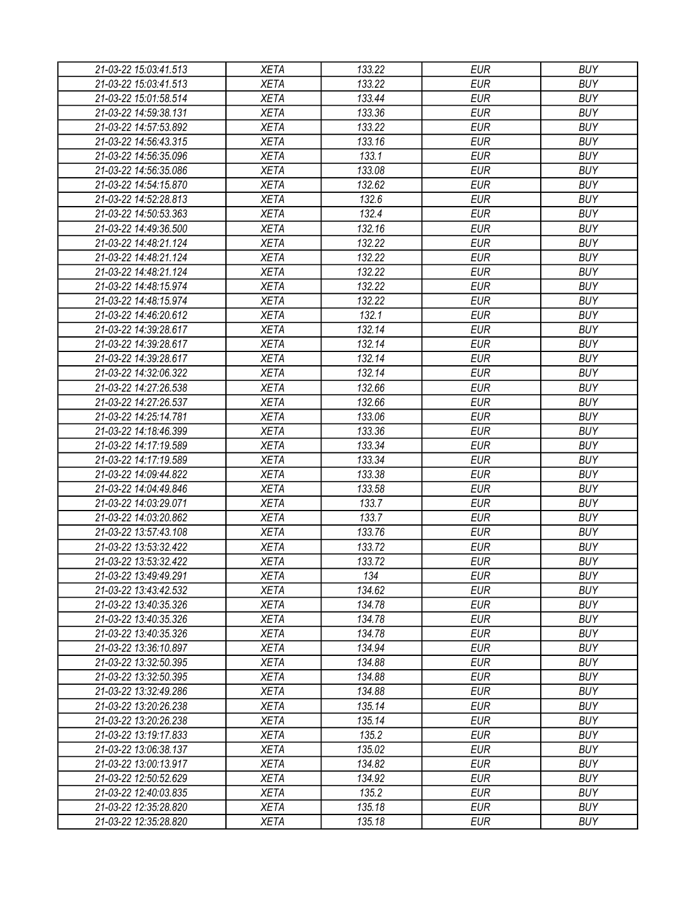| 21-03-22 15:03:41.513 | XETA | 133.22 | EUR | BUY |
|---|---|---|---|---|
| 21-03-22 15:03:41.513 | XETA | 133.22 | EUR | BUY |
| 21-03-22 15:01:58.514 | XETA | 133.44 | EUR | BUY |
| 21-03-22 14:59:38.131 | XETA | 133.36 | EUR | BUY |
| 21-03-22 14:57:53.892 | XETA | 133.22 | EUR | BUY |
| 21-03-22 14:56:43.315 | XETA | 133.16 | EUR | BUY |
| 21-03-22 14:56:35.096 | XETA | 133.1 | EUR | BUY |
| 21-03-22 14:56:35.086 | XETA | 133.08 | EUR | BUY |
| 21-03-22 14:54:15.870 | XETA | 132.62 | EUR | BUY |
| 21-03-22 14:52:28.813 | XETA | 132.6 | EUR | BUY |
| 21-03-22 14:50:53.363 | XETA | 132.4 | EUR | BUY |
| 21-03-22 14:49:36.500 | XETA | 132.16 | EUR | BUY |
| 21-03-22 14:48:21.124 | XETA | 132.22 | EUR | BUY |
| 21-03-22 14:48:21.124 | XETA | 132.22 | EUR | BUY |
| 21-03-22 14:48:21.124 | XETA | 132.22 | EUR | BUY |
| 21-03-22 14:48:15.974 | XETA | 132.22 | EUR | BUY |
| 21-03-22 14:48:15.974 | XETA | 132.22 | EUR | BUY |
| 21-03-22 14:46:20.612 | XETA | 132.1 | EUR | BUY |
| 21-03-22 14:39:28.617 | XETA | 132.14 | EUR | BUY |
| 21-03-22 14:39:28.617 | XETA | 132.14 | EUR | BUY |
| 21-03-22 14:39:28.617 | XETA | 132.14 | EUR | BUY |
| 21-03-22 14:32:06.322 | XETA | 132.14 | EUR | BUY |
| 21-03-22 14:27:26.538 | XETA | 132.66 | EUR | BUY |
| 21-03-22 14:27:26.537 | XETA | 132.66 | EUR | BUY |
| 21-03-22 14:25:14.781 | XETA | 133.06 | EUR | BUY |
| 21-03-22 14:18:46.399 | XETA | 133.36 | EUR | BUY |
| 21-03-22 14:17:19.589 | XETA | 133.34 | EUR | BUY |
| 21-03-22 14:17:19.589 | XETA | 133.34 | EUR | BUY |
| 21-03-22 14:09:44.822 | XETA | 133.38 | EUR | BUY |
| 21-03-22 14:04:49.846 | XETA | 133.58 | EUR | BUY |
| 21-03-22 14:03:29.071 | XETA | 133.7 | EUR | BUY |
| 21-03-22 14:03:20.862 | XETA | 133.7 | EUR | BUY |
| 21-03-22 13:57:43.108 | XETA | 133.76 | EUR | BUY |
| 21-03-22 13:53:32.422 | XETA | 133.72 | EUR | BUY |
| 21-03-22 13:53:32.422 | XETA | 133.72 | EUR | BUY |
| 21-03-22 13:49:49.291 | XETA | 134 | EUR | BUY |
| 21-03-22 13:43:42.532 | XETA | 134.62 | EUR | BUY |
| 21-03-22 13:40:35.326 | XETA | 134.78 | EUR | BUY |
| 21-03-22 13:40:35.326 | XETA | 134.78 | EUR | BUY |
| 21-03-22 13:40:35.326 | XETA | 134.78 | EUR | BUY |
| 21-03-22 13:36:10.897 | XETA | 134.94 | EUR | BUY |
| 21-03-22 13:32:50.395 | XETA | 134.88 | EUR | BUY |
| 21-03-22 13:32:50.395 | XETA | 134.88 | EUR | BUY |
| 21-03-22 13:32:49.286 | XETA | 134.88 | EUR | BUY |
| 21-03-22 13:20:26.238 | XETA | 135.14 | EUR | BUY |
| 21-03-22 13:20:26.238 | XETA | 135.14 | EUR | BUY |
| 21-03-22 13:19:17.833 | XETA | 135.2 | EUR | BUY |
| 21-03-22 13:06:38.137 | XETA | 135.02 | EUR | BUY |
| 21-03-22 13:00:13.917 | XETA | 134.82 | EUR | BUY |
| 21-03-22 12:50:52.629 | XETA | 134.92 | EUR | BUY |
| 21-03-22 12:40:03.835 | XETA | 135.2 | EUR | BUY |
| 21-03-22 12:35:28.820 | XETA | 135.18 | EUR | BUY |
| 21-03-22 12:35:28.820 | XETA | 135.18 | EUR | BUY |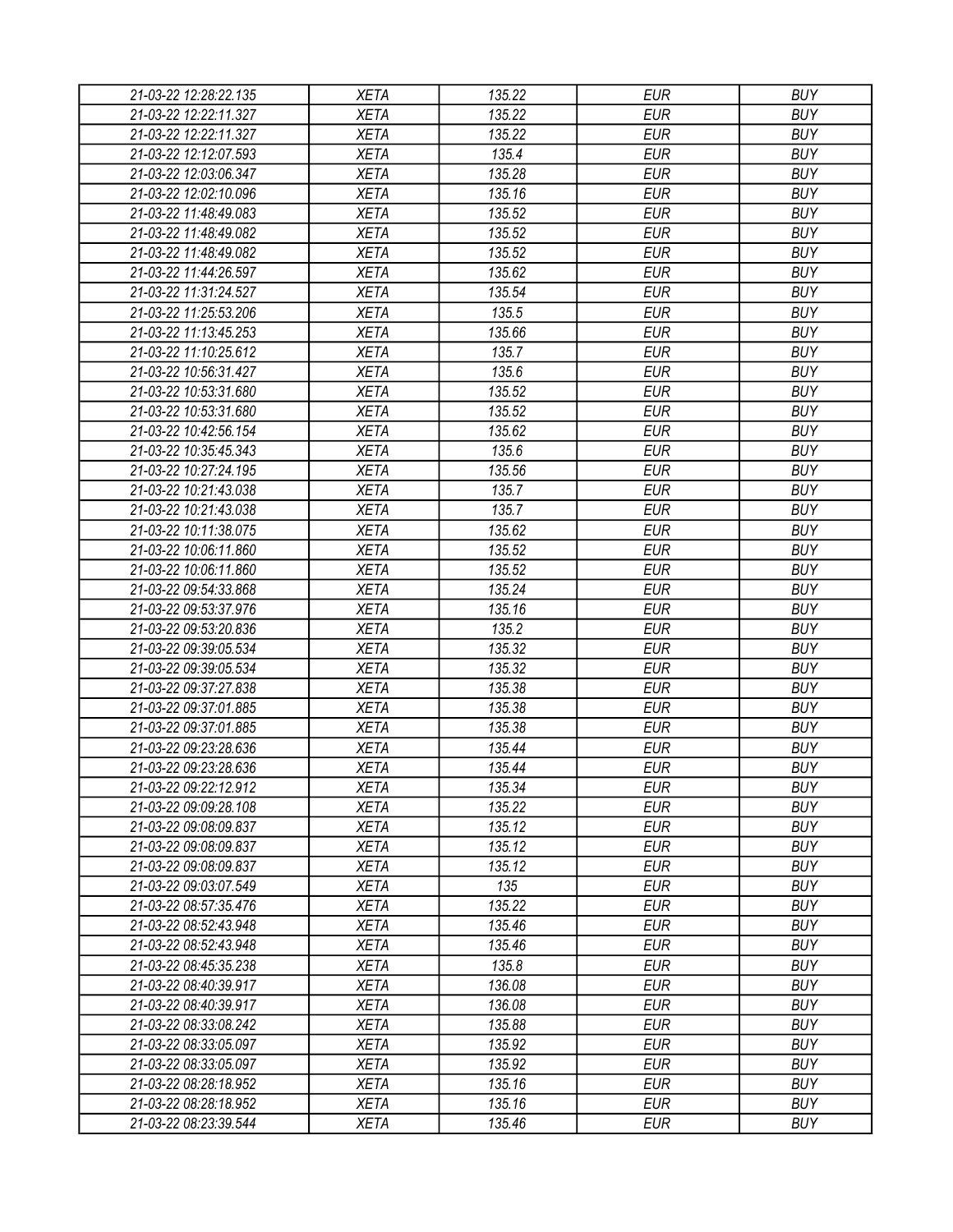| 21-03-22 12:28:22.135 | XETA | 135.22 | EUR | BUY |
|---|---|---|---|---|
| 21-03-22 12:22:11.327 | XETA | 135.22 | EUR | BUY |
| 21-03-22 12:22:11.327 | XETA | 135.22 | EUR | BUY |
| 21-03-22 12:12:07.593 | XETA | 135.4 | EUR | BUY |
| 21-03-22 12:03:06.347 | XETA | 135.28 | EUR | BUY |
| 21-03-22 12:02:10.096 | XETA | 135.16 | EUR | BUY |
| 21-03-22 11:48:49.083 | XETA | 135.52 | EUR | BUY |
| 21-03-22 11:48:49.082 | XETA | 135.52 | EUR | BUY |
| 21-03-22 11:48:49.082 | XETA | 135.52 | EUR | BUY |
| 21-03-22 11:44:26.597 | XETA | 135.62 | EUR | BUY |
| 21-03-22 11:31:24.527 | XETA | 135.54 | EUR | BUY |
| 21-03-22 11:25:53.206 | XETA | 135.5 | EUR | BUY |
| 21-03-22 11:13:45.253 | XETA | 135.66 | EUR | BUY |
| 21-03-22 11:10:25.612 | XETA | 135.7 | EUR | BUY |
| 21-03-22 10:56:31.427 | XETA | 135.6 | EUR | BUY |
| 21-03-22 10:53:31.680 | XETA | 135.52 | EUR | BUY |
| 21-03-22 10:53:31.680 | XETA | 135.52 | EUR | BUY |
| 21-03-22 10:42:56.154 | XETA | 135.62 | EUR | BUY |
| 21-03-22 10:35:45.343 | XETA | 135.6 | EUR | BUY |
| 21-03-22 10:27:24.195 | XETA | 135.56 | EUR | BUY |
| 21-03-22 10:21:43.038 | XETA | 135.7 | EUR | BUY |
| 21-03-22 10:21:43.038 | XETA | 135.7 | EUR | BUY |
| 21-03-22 10:11:38.075 | XETA | 135.62 | EUR | BUY |
| 21-03-22 10:06:11.860 | XETA | 135.52 | EUR | BUY |
| 21-03-22 10:06:11.860 | XETA | 135.52 | EUR | BUY |
| 21-03-22 09:54:33.868 | XETA | 135.24 | EUR | BUY |
| 21-03-22 09:53:37.976 | XETA | 135.16 | EUR | BUY |
| 21-03-22 09:53:20.836 | XETA | 135.2 | EUR | BUY |
| 21-03-22 09:39:05.534 | XETA | 135.32 | EUR | BUY |
| 21-03-22 09:39:05.534 | XETA | 135.32 | EUR | BUY |
| 21-03-22 09:37:27.838 | XETA | 135.38 | EUR | BUY |
| 21-03-22 09:37:01.885 | XETA | 135.38 | EUR | BUY |
| 21-03-22 09:37:01.885 | XETA | 135.38 | EUR | BUY |
| 21-03-22 09:23:28.636 | XETA | 135.44 | EUR | BUY |
| 21-03-22 09:23:28.636 | XETA | 135.44 | EUR | BUY |
| 21-03-22 09:22:12.912 | XETA | 135.34 | EUR | BUY |
| 21-03-22 09:09:28.108 | XETA | 135.22 | EUR | BUY |
| 21-03-22 09:08:09.837 | XETA | 135.12 | EUR | BUY |
| 21-03-22 09:08:09.837 | XETA | 135.12 | EUR | BUY |
| 21-03-22 09:08:09.837 | XETA | 135.12 | EUR | BUY |
| 21-03-22 09:03:07.549 | XETA | 135 | EUR | BUY |
| 21-03-22 08:57:35.476 | XETA | 135.22 | EUR | BUY |
| 21-03-22 08:52:43.948 | XETA | 135.46 | EUR | BUY |
| 21-03-22 08:52:43.948 | XETA | 135.46 | EUR | BUY |
| 21-03-22 08:45:35.238 | XETA | 135.8 | EUR | BUY |
| 21-03-22 08:40:39.917 | XETA | 136.08 | EUR | BUY |
| 21-03-22 08:40:39.917 | XETA | 136.08 | EUR | BUY |
| 21-03-22 08:33:08.242 | XETA | 135.88 | EUR | BUY |
| 21-03-22 08:33:05.097 | XETA | 135.92 | EUR | BUY |
| 21-03-22 08:33:05.097 | XETA | 135.92 | EUR | BUY |
| 21-03-22 08:28:18.952 | XETA | 135.16 | EUR | BUY |
| 21-03-22 08:28:18.952 | XETA | 135.16 | EUR | BUY |
| 21-03-22 08:23:39.544 | XETA | 135.46 | EUR | BUY |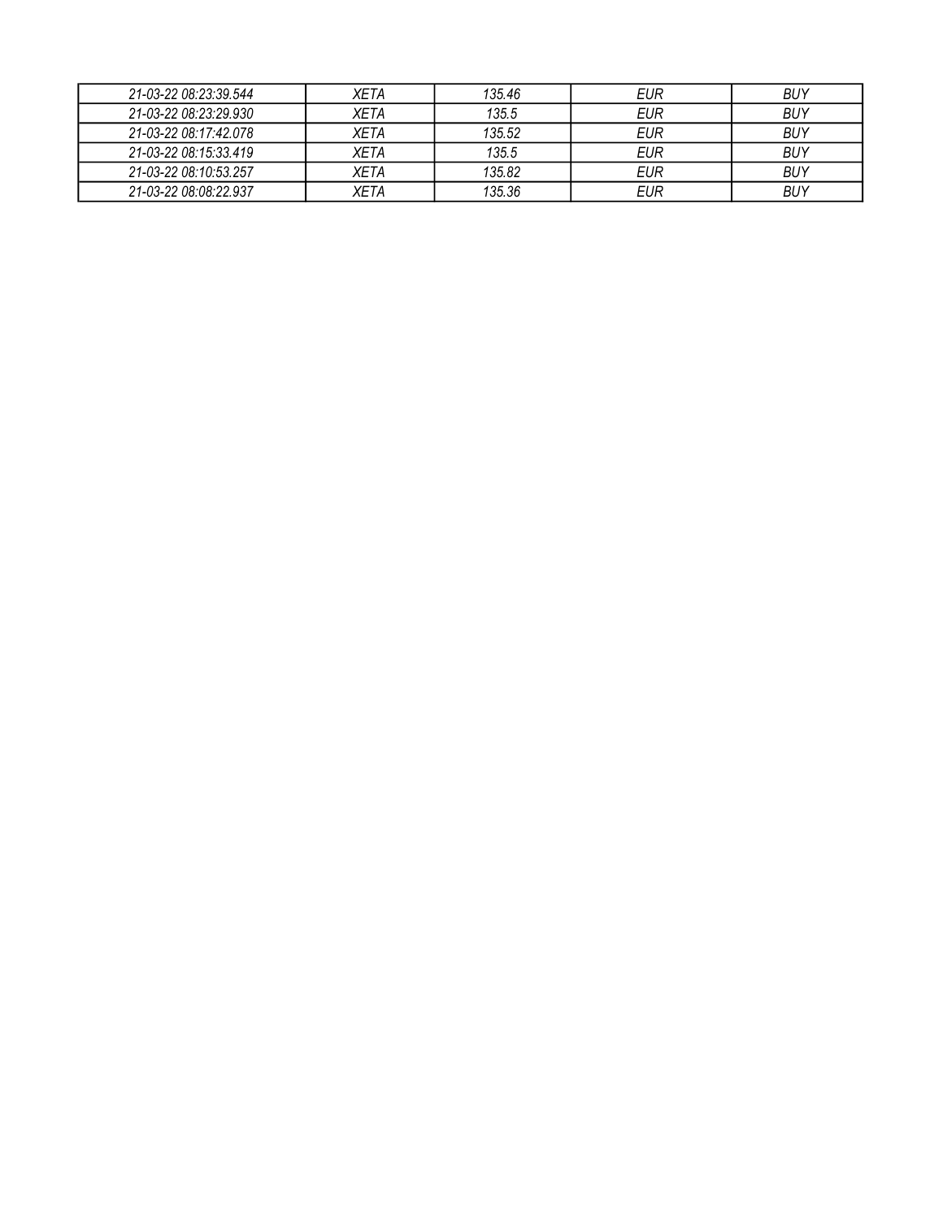| | | | | |
|---|---|---|---|---|
| *21-03-22 08:23:39.544* | *XETA* | *135.46* | *EUR* | *BUY* |
| *21-03-22 08:23:29.930* | *XETA* | *135.5* | *EUR* | *BUY* |
| *21-03-22 08:17:42.078* | *XETA* | *135.52* | *EUR* | *BUY* |
| *21-03-22 08:15:33.419* | *XETA* | *135.5* | *EUR* | *BUY* |
| *21-03-22 08:10:53.257* | *XETA* | *135.82* | *EUR* | *BUY* |
| *21-03-22 08:08:22.937* | *XETA* | *135.36* | *EUR* | *BUY* |